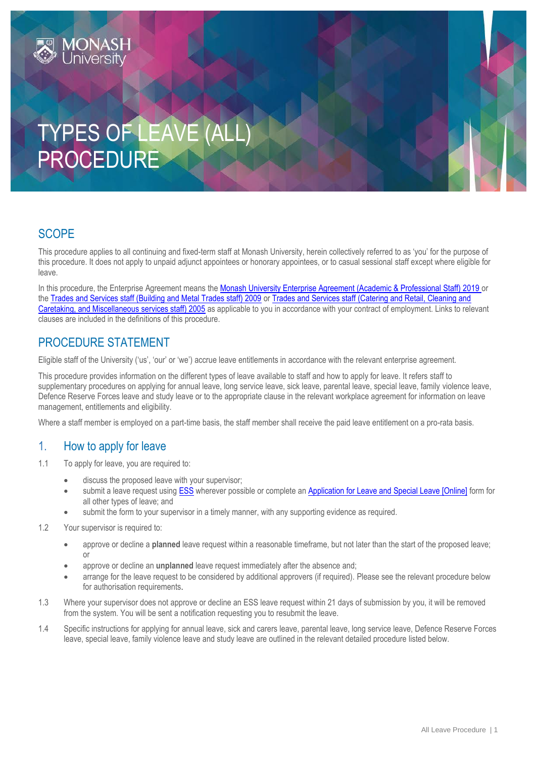# TYPES OF LEAVE (ALL) PROCEDURE

## SCOPE

This procedure applies to all continuing and fixed-term staff at Monash University, herein collectively referred to as 'you' for the purpose of this procedure. It does not apply to unpaid adjunct appointees or honorary appointees, or to casual sessional staff except where eligible for leave.

In this procedure, the Enterprise Agreement means the Monash University Enterprise Agreement (Academic & Professional Staff) 2019 or the Trades and Services staff (Building and Metal Trades staff) 2009 or Trades and Services staff (Catering and Retail, Cleaning and Caretaking, and Miscellaneous services staff) 2005 as applicable to you in accordance with your contract of employment. Links to relevant clauses are included in the definitions of this procedure.

## PROCEDURE STATEMENT

Eligible staff of the University ('us', 'our' or 'we') accrue leave entitlements in accordance with the relevant enterprise agreement.

This procedure provides information on the different types of leave available to staff and how to apply for leave. It refers staff to supplementary procedures on applying for annual leave, long service leave, sick leave, parental leave, special leave, family violence leave, Defence Reserve Forces leave and study leave or to the appropriate clause in the relevant workplace agreement for information on leave management, entitlements and eligibility.

Where a staff member is employed on a part-time basis, the staff member shall receive the paid leave entitlement on a pro-rata basis.

### 1. How to apply for leave

1.1 To apply for leave, you are required to:

- discuss the proposed leave with your supervisor;
- submit a leave request using ESS wherever possible or complete an Application for Leave and Special Leave [Online] form for all other types of leave; and
- submit the form to your supervisor in a timely manner, with any supporting evidence as required.

1.2 Your supervisor is required to:

- approve or decline a **planned** leave request within a reasonable timeframe, but not later than the start of the proposed leave; or
- approve or decline an **unplanned** leave request immediately after the absence and;
- arrange for the leave request to be considered by additional approvers (if required). Please see the relevant procedure below for authorisation requirements.

1.3 Where your supervisor does not approve or decline an ESS leave request within 21 days of submission by you, it will be removed from the system. You will be sent a notification requesting you to resubmit the leave.

1.4 Specific instructions for applying for annual leave, sick and carers leave, parental leave, long service leave, Defence Reserve Forces leave, special leave, family violence leave and study leave are outlined in the relevant detailed procedure listed below.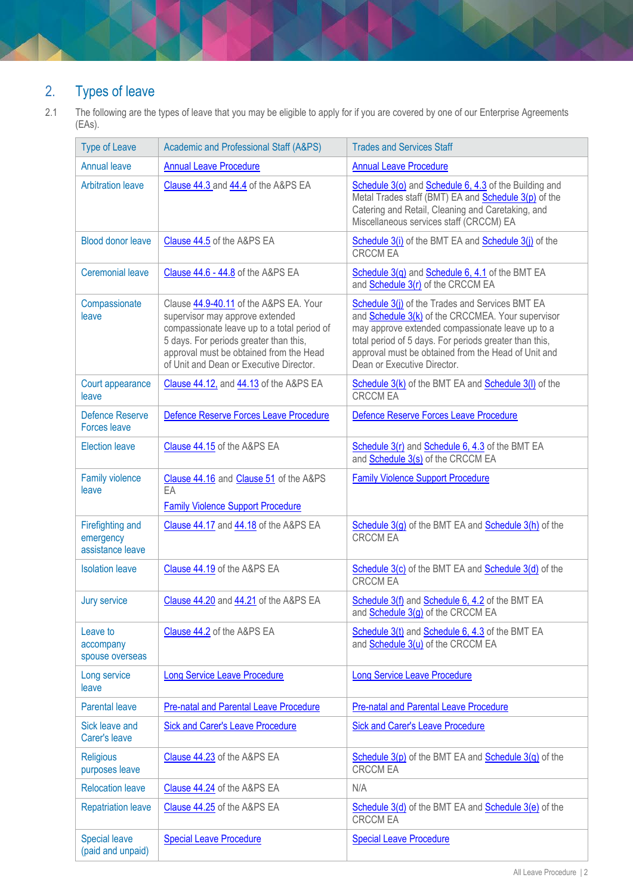## 2. Types of leave

2.1 The following are the types of leave that you may be eligible to apply for if you are covered by one of our Enterprise Agreements (EAs).

| Type of Leave | Academic and Professional Staff (A&PS) | Trades and Services Staff |
|---|---|---|
| Annual leave | Annual Leave Procedure | Annual Leave Procedure |
| Arbitration leave | Clause 44.3 and 44.4 of the A&PS EA | Schedule 3(o) and Schedule 6, 4.3 of the Building and Metal Trades staff (BMT) EA and Schedule 3(p) of the Catering and Retail, Cleaning and Caretaking, and Miscellaneous services staff (CRCCM) EA |
| Blood donor leave | Clause 44.5 of the A&PS EA | Schedule 3(i) of the BMT EA and Schedule 3(j) of the CRCCM EA |
| Ceremonial leave | Clause 44.6 - 44.8 of the A&PS EA | Schedule 3(q) and Schedule 6, 4.1 of the BMT EA and Schedule 3(r) of the CRCCM EA |
| Compassionate leave | Clause 44.9-40.11 of the A&PS EA. Your supervisor may approve extended compassionate leave up to a total period of 5 days. For periods greater than this, approval must be obtained from the Head of Unit and Dean or Executive Director. | Schedule 3(j) of the Trades and Services BMT EA and Schedule 3(k) of the CRCCMEA. Your supervisor may approve extended compassionate leave up to a total period of 5 days. For periods greater than this, approval must be obtained from the Head of Unit and Dean or Executive Director. |
| Court appearance leave | Clause 44.12, and 44.13 of the A&PS EA | Schedule 3(k) of the BMT EA and Schedule 3(l) of the CRCCM EA |
| Defence Reserve Forces leave | Defence Reserve Forces Leave Procedure | Defence Reserve Forces Leave Procedure |
| Election leave | Clause 44.15 of the A&PS EA | Schedule 3(r) and Schedule 6, 4.3 of the BMT EA and Schedule 3(s) of the CRCCM EA |
| Family violence leave | Clause 44.16 and Clause 51 of the A&PS EA<br>Family Violence Support Procedure | Family Violence Support Procedure |
| Firefighting and emergency assistance leave | Clause 44.17 and 44.18 of the A&PS EA | Schedule 3(g) of the BMT EA and Schedule 3(h) of the CRCCM EA |
| Isolation leave | Clause 44.19 of the A&PS EA | Schedule 3(c) of the BMT EA and Schedule 3(d) of the CRCCM EA |
| Jury service | Clause 44.20 and 44.21 of the A&PS EA | Schedule 3(f) and Schedule 6, 4.2 of the BMT EA and Schedule 3(g) of the CRCCM EA |
| Leave to accompany spouse overseas | Clause 44.2 of the A&PS EA | Schedule 3(t) and Schedule 6, 4.3 of the BMT EA and Schedule 3(u) of the CRCCM EA |
| Long service leave | Long Service Leave Procedure | Long Service Leave Procedure |
| Parental leave | Pre-natal and Parental Leave Procedure | Pre-natal and Parental Leave Procedure |
| Sick leave and Carer's leave | Sick and Carer's Leave Procedure | Sick and Carer's Leave Procedure |
| Religious purposes leave | Clause 44.23 of the A&PS EA | Schedule 3(p) of the BMT EA and Schedule 3(q) of the CRCCM EA |
| Relocation leave | Clause 44.24 of the A&PS EA | N/A |
| Repatriation leave | Clause 44.25 of the A&PS EA | Schedule 3(d) of the BMT EA and Schedule 3(e) of the CRCCM EA |
| Special leave (paid and unpaid) | Special Leave Procedure | Special Leave Procedure |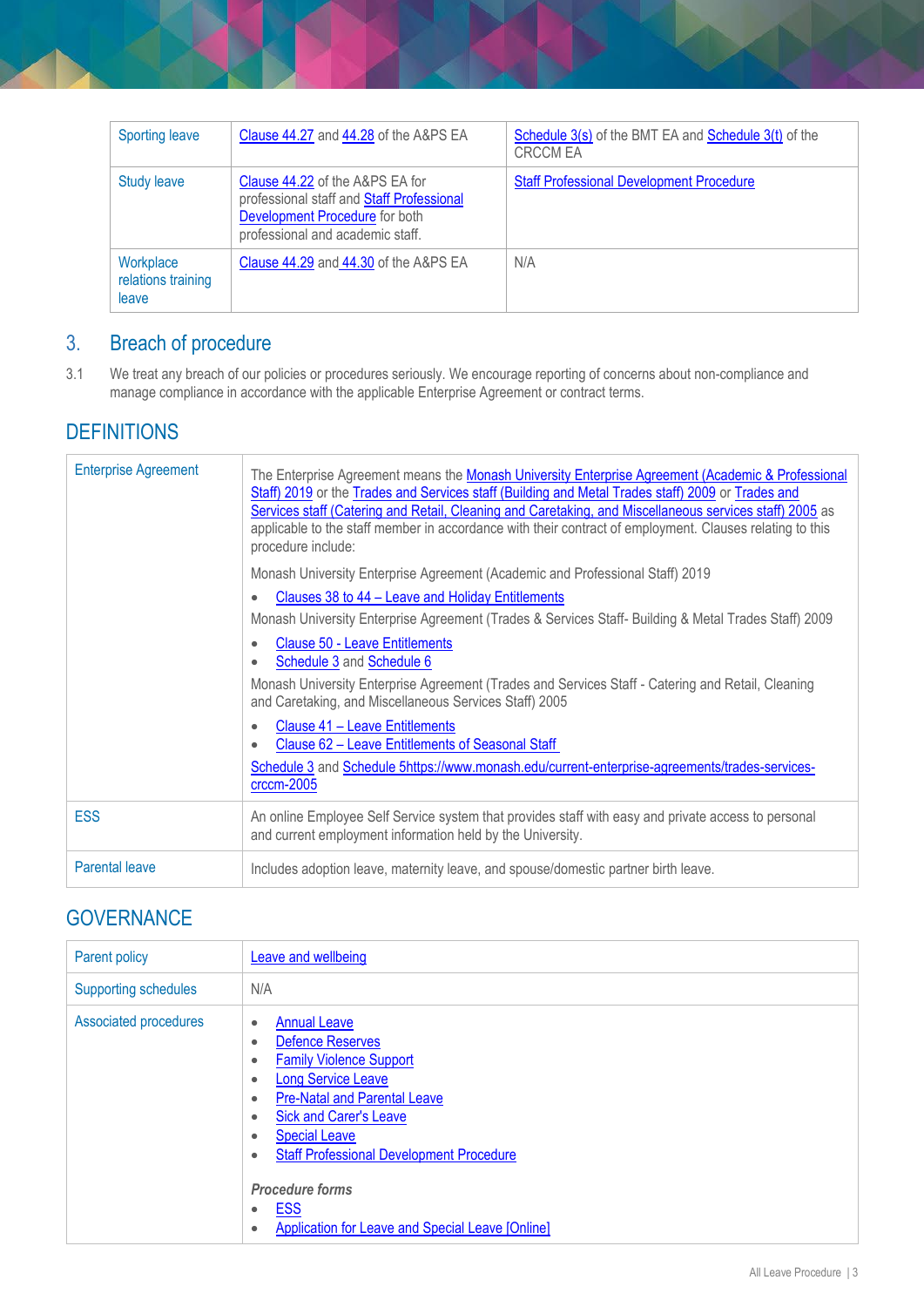| | | |
|---|---|---|
| Sporting leave | Clause 44.27 and 44.28 of the A&PS EA | Schedule 3(s) of the BMT EA and Schedule 3(t) of the CRCCM EA |
| Study leave | Clause 44.22 of the A&PS EA for professional staff and Staff Professional Development Procedure for both professional and academic staff. | Staff Professional Development Procedure |
| Workplace relations training leave | Clause 44.29 and 44.30 of the A&PS EA | N/A |

## 3. Breach of procedure

3.1 We treat any breach of our policies or procedures seriously. We encourage reporting of concerns about non-compliance and manage compliance in accordance with the applicable Enterprise Agreement or contract terms.

# DEFINITIONS

| | |
|---|---|
| Enterprise Agreement | The Enterprise Agreement means the Monash University Enterprise Agreement (Academic & Professional Staff) 2019 or the Trades and Services staff (Building and Metal Trades staff) 2009 or Trades and Services staff (Catering and Retail, Cleaning and Caretaking, and Miscellaneous services staff) 2005 as applicable to the staff member in accordance with their contract of employment. Clauses relating to this procedure include:<br><br>Monash University Enterprise Agreement (Academic and Professional Staff) 2019<br>• Clauses 38 to 44 – Leave and Holiday Entitlements<br><br>Monash University Enterprise Agreement (Trades & Services Staff- Building & Metal Trades Staff) 2009<br>• Clause 50 - Leave Entitlements<br>• Schedule 3 and Schedule 6<br><br>Monash University Enterprise Agreement (Trades and Services Staff - Catering and Retail, Cleaning and Caretaking, and Miscellaneous Services Staff) 2005<br>• Clause 41 – Leave Entitlements<br>• Clause 62 – Leave Entitlements of Seasonal Staff<br><br>Schedule 3 and Schedule 5https://www.monash.edu/current-enterprise-agreements/trades-services-crccm-2005 |
| ESS | An online Employee Self Service system that provides staff with easy and private access to personal and current employment information held by the University. |
| Parental leave | Includes adoption leave, maternity leave, and spouse/domestic partner birth leave. |

# GOVERNANCE

| | |
|---|---|
| Parent policy | Leave and wellbeing |
| Supporting schedules | N/A |
| Associated procedures | • Annual Leave<br>• Defence Reserves<br>• Family Violence Support<br>• Long Service Leave<br>• Pre-Natal and Parental Leave<br>• Sick and Carer's Leave<br>• Special Leave<br>• Staff Professional Development Procedure<br><br>***Procedure forms***<br>• ESS<br>• Application for Leave and Special Leave [Online] |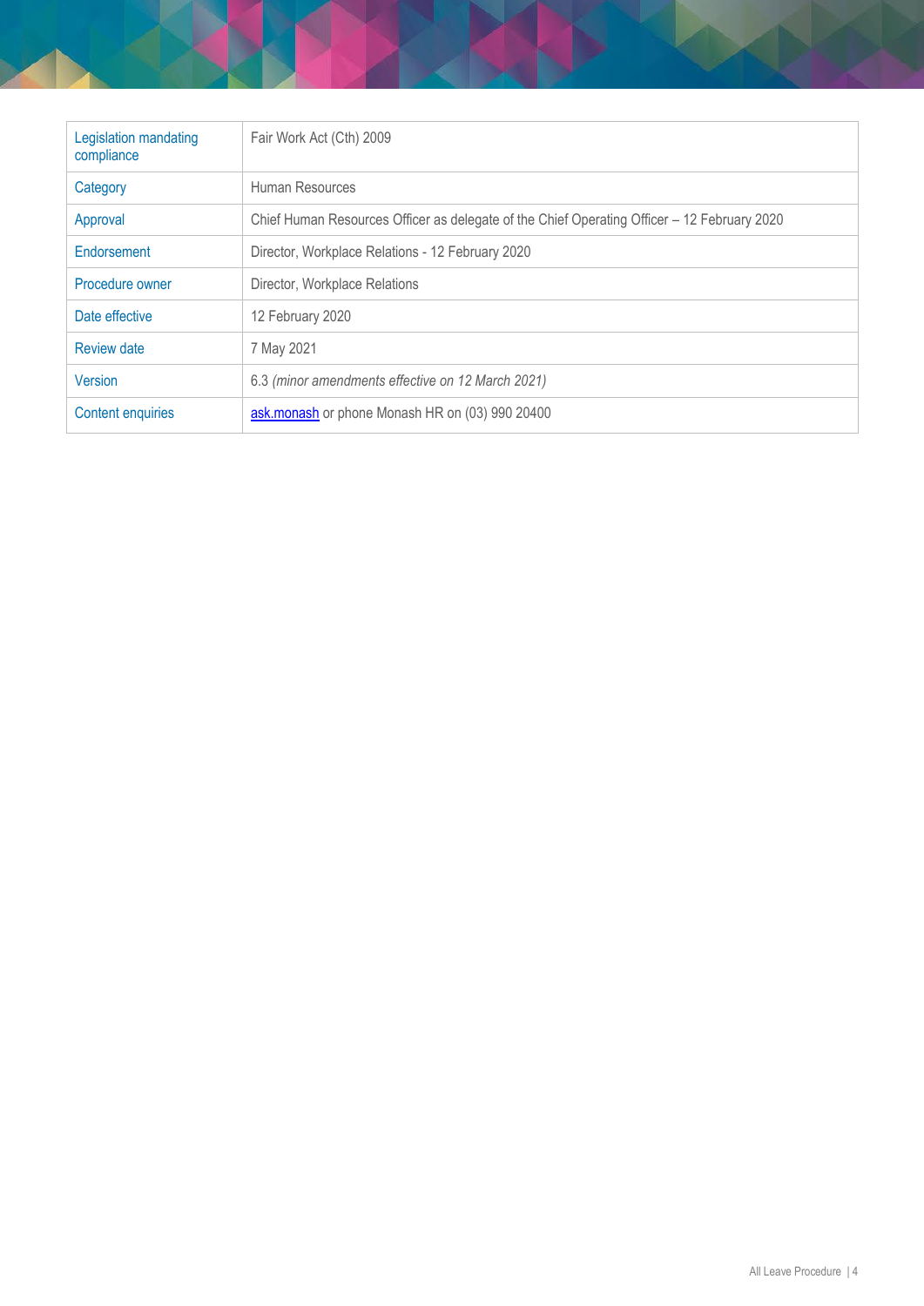| | |
|---|---|
| Legislation mandating compliance | Fair Work Act (Cth) 2009 |
| Category | Human Resources |
| Approval | Chief Human Resources Officer as delegate of the Chief Operating Officer – 12 February 2020 |
| Endorsement | Director, Workplace Relations - 12 February 2020 |
| Procedure owner | Director, Workplace Relations |
| Date effective | 12 February 2020 |
| Review date | 7 May 2021 |
| Version | 6.3 *(minor amendments effective on 12 March 2021)* |
| Content enquiries | [ask.monash](ask.monash) or phone Monash HR on (03) 990 20400 |